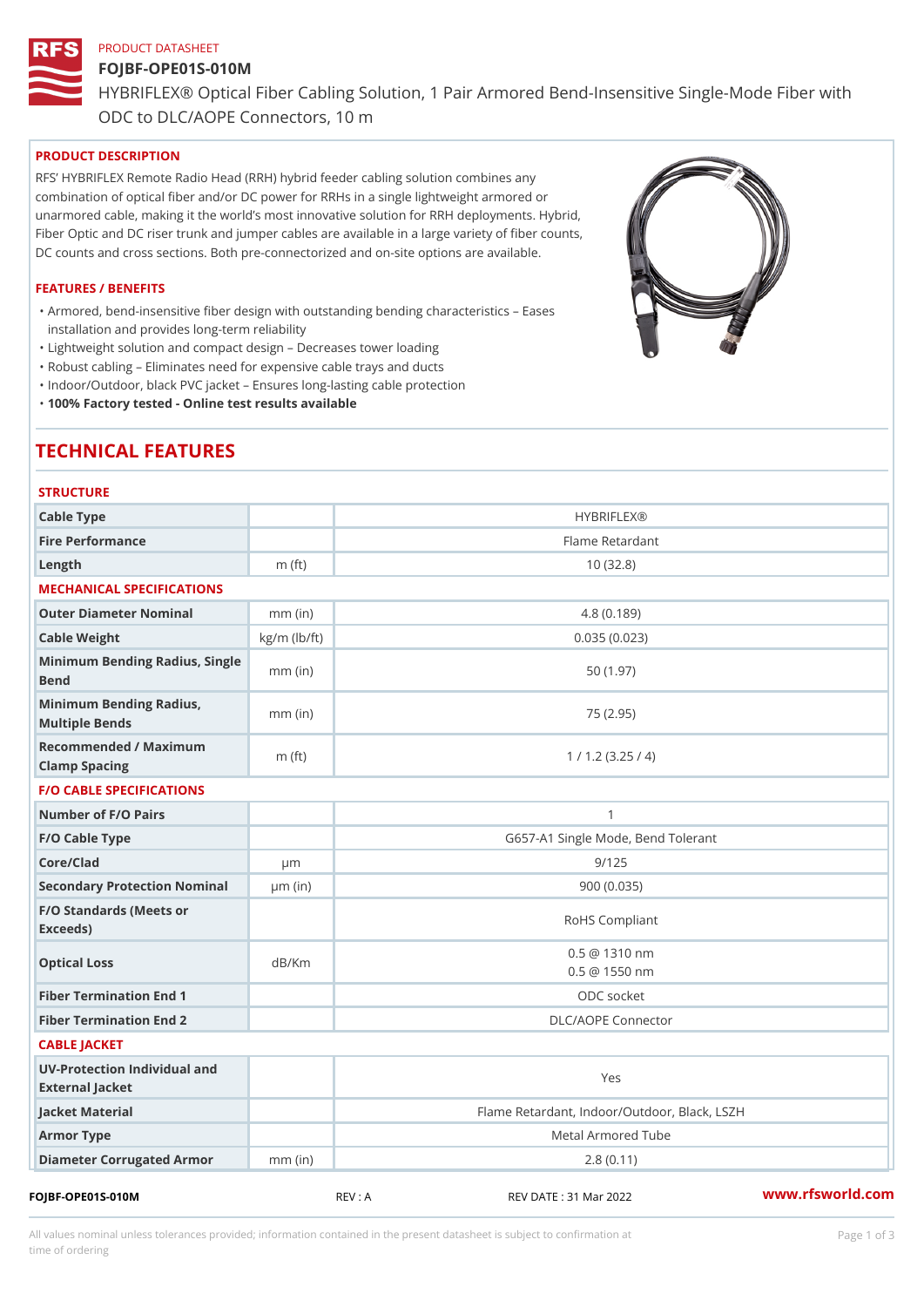PRODUCT DATASHEET

# FOJBF-OPE01S-010M

HYBRIFLEX® Optical Fiber Cabling Solution, 1 Pair Armored Bend-Insensitive Single-Mode Fiber with ODC to DLC/AOPE Connectors, 10 m

## PRODUCT DESCRIPTION

RFS' HYBRIFLEX Remote Radio Head (RRH) hybrid feeder cabling solution combines any combination of optical fiber and/or DC power for RRHs in a single lightweight armored or unarmored cable, making it the world's most innovative solution for RRH deployments. Hybrid, Fiber Optic and DC riser trunk and jumper cables are available in a large variety of fiber counts, DC counts and cross sections. Both pre-connectorized and on-site options are available.

## FEATURES / BENEFITS

- Armored, bend-insensitive fiber design with outstanding bending characteristics – Eases installation and provides long-term reliability
- Lightweight solution and compact design – Decreases tower loading
- Robust cabling – Eliminates need for expensive cable trays and ducts
- Indoor/Outdoor, black PVC jacket – Ensures long-lasting cable protection
- **100% Factory tested - Online test results available**

# TECHNICAL FEATURES

## STRUCTURE

| | | |
|---|---|---|
| Cable Type | | HYBRIFLEX® |
| Fire Performance | | Flame Retardant |
| Length | m (ft) | 10 (32.8) |

## MECHANICAL SPECIFICATIONS

| | | |
|---|---|---|
| Outer Diameter Nominal | mm (in) | 4.8 (0.189) |
| Cable Weight | kg/m (lb/ft) | 0.035 (0.023) |
| Minimum Bending Radius, Single Bend | mm (in) | 50 (1.97) |
| Minimum Bending Radius, Multiple Bends | mm (in) | 75 (2.95) |
| Recommended / Maximum Clamp Spacing | m (ft) | 1 / 1.2 (3.25 / 4) |

## F/O CABLE SPECIFICATIONS

| | | |
|---|---|---|
| Number of F/O Pairs | | 1 |
| F/O Cable Type | | G657-A1 Single Mode, Bend Tolerant |
| Core/Clad | µm | 9/125 |
| Secondary Protection Nominal | µm (in) | 900 (0.035) |
| F/O Standards (Meets or Exceeds) | | RoHS Compliant |
| Optical Loss | dB/Km | 0.5 @ 1310 nm<br>0.5 @ 1550 nm |
| Fiber Termination End 1 | | ODC socket |
| Fiber Termination End 2 | | DLC/AOPE Connector |

## CABLE JACKET

| | | |
|---|---|---|
| UV-Protection Individual and External Jacket | | Yes |
| Jacket Material | | Flame Retardant, Indoor/Outdoor, Black, LSZH |
| Armor Type | | Metal Armored Tube |
| Diameter Corrugated Armor | mm (in) | 2.8 (0.11) |

FOJBF-OPE01S-010M REV : A REV DATE : 31 Mar 2022 www.rfsworld.com

All values nominal unless tolerances provided; information contained in the present datasheet is subject to confirmation at time of ordering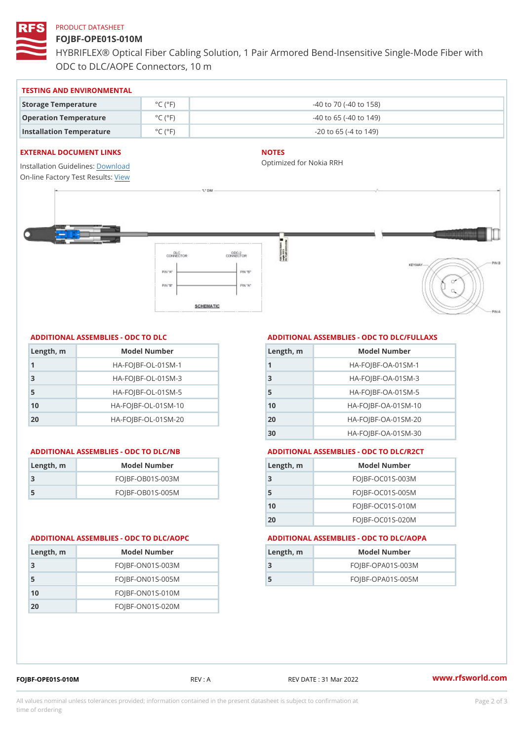PRODUCT DATASHEET

# FOJBF-OPE01S-010M

HYBRIFLEX® Optical Fiber Cabling Solution, 1 Pair Armored Bend-Insensitive Single-Mode Fiber with ODC to DLC/AOPE Connectors, 10 m

## TESTING AND ENVIRONMENTAL

| | | |
|---|---|---|
| Storage Temperature | °C (°F) | -40 to 70 (-40 to 158) |
| Operation Temperature | °C (°F) | -40 to 65 (-40 to 149) |
| Installation Temperature | °C (°F) | -20 to 65 (-4 to 149) |

## EXTERNAL DOCUMENT LINKS

Installation Guidelines: Download
On-line Factory Test Results: View

## NOTES

Optimized for Nokia RRH

## ADDITIONAL ASSEMBLIES - ODC TO DLC

| Length, m | Model Number |
|---|---|
| 1 | HA-FOJBF-OL-01SM-1 |
| 3 | HA-FOJBF-OL-01SM-3 |
| 5 | HA-FOJBF-OL-01SM-5 |
| 10 | HA-FOJBF-OL-01SM-10 |
| 20 | HA-FOJBF-OL-01SM-20 |

## ADDITIONAL ASSEMBLIES - ODC TO DLC/FULLAXS

| Length, m | Model Number |
|---|---|
| 1 | HA-FOJBF-OA-01SM-1 |
| 3 | HA-FOJBF-OA-01SM-3 |
| 5 | HA-FOJBF-OA-01SM-5 |
| 10 | HA-FOJBF-OA-01SM-10 |
| 20 | HA-FOJBF-OA-01SM-20 |
| 30 | HA-FOJBF-OA-01SM-30 |

## ADDITIONAL ASSEMBLIES - ODC TO DLC/NB

| Length, m | Model Number |
|---|---|
| 3 | FOJBF-OB01S-003M |
| 5 | FOJBF-OB01S-005M |

## ADDITIONAL ASSEMBLIES - ODC TO DLC/R2CT

| Length, m | Model Number |
|---|---|
| 3 | FOJBF-OC01S-003M |
| 5 | FOJBF-OC01S-005M |
| 10 | FOJBF-OC01S-010M |
| 20 | FOJBF-OC01S-020M |

## ADDITIONAL ASSEMBLIES - ODC TO DLC/AOPC

| Length, m | Model Number |
|---|---|
| 3 | FOJBF-ON01S-003M |
| 5 | FOJBF-ON01S-005M |
| 10 | FOJBF-ON01S-010M |
| 20 | FOJBF-ON01S-020M |

## ADDITIONAL ASSEMBLIES - ODC TO DLC/AOPA

| Length, m | Model Number |
|---|---|
| 3 | FOJBF-OPA01S-003M |
| 5 | FOJBF-OPA01S-005M |

FOJBF-OPE01S-010M REV : A REV DATE : 31 Mar 2022 www.rfsworld.com

All values nominal unless tolerances provided; information contained in the present datasheet is subject to confirmation at time of ordering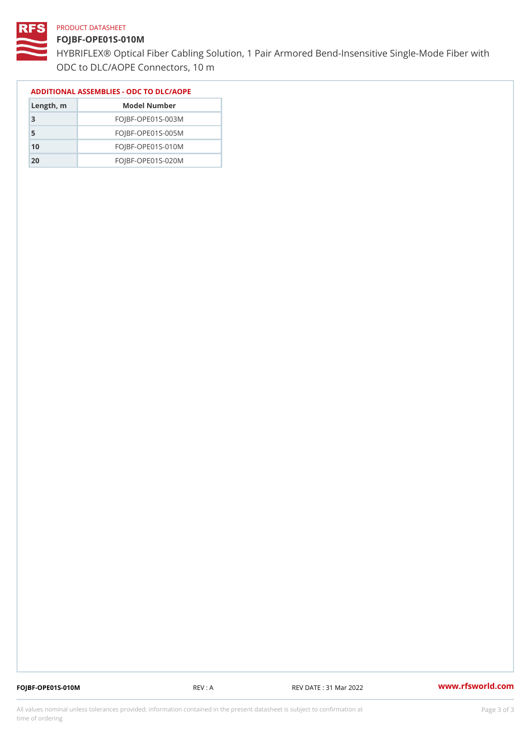PRODUCT DATASHEET

# FOJBF-OPE01S-010M

HYBRIFLEX® Optical Fiber Cabling Solution, 1 Pair Armored Bend-Insensitive Single-Mode Fiber with ODC to DLC/AOPE Connectors, 10 m

## ADDITIONAL ASSEMBLIES - ODC TO DLC/AOPE

| Length, m | Model Number |
|---|---|
| 3 | FOJBF-OPE01S-003M |
| 5 | FOJBF-OPE01S-005M |
| 10 | FOJBF-OPE01S-010M |
| 20 | FOJBF-OPE01S-020M |

FOJBF-OPE01S-010M REV : A REV DATE : 31 Mar 2022 www.rfsworld.com

All values nominal unless tolerances provided; information contained in the present datasheet is subject to confirmation at time of ordering